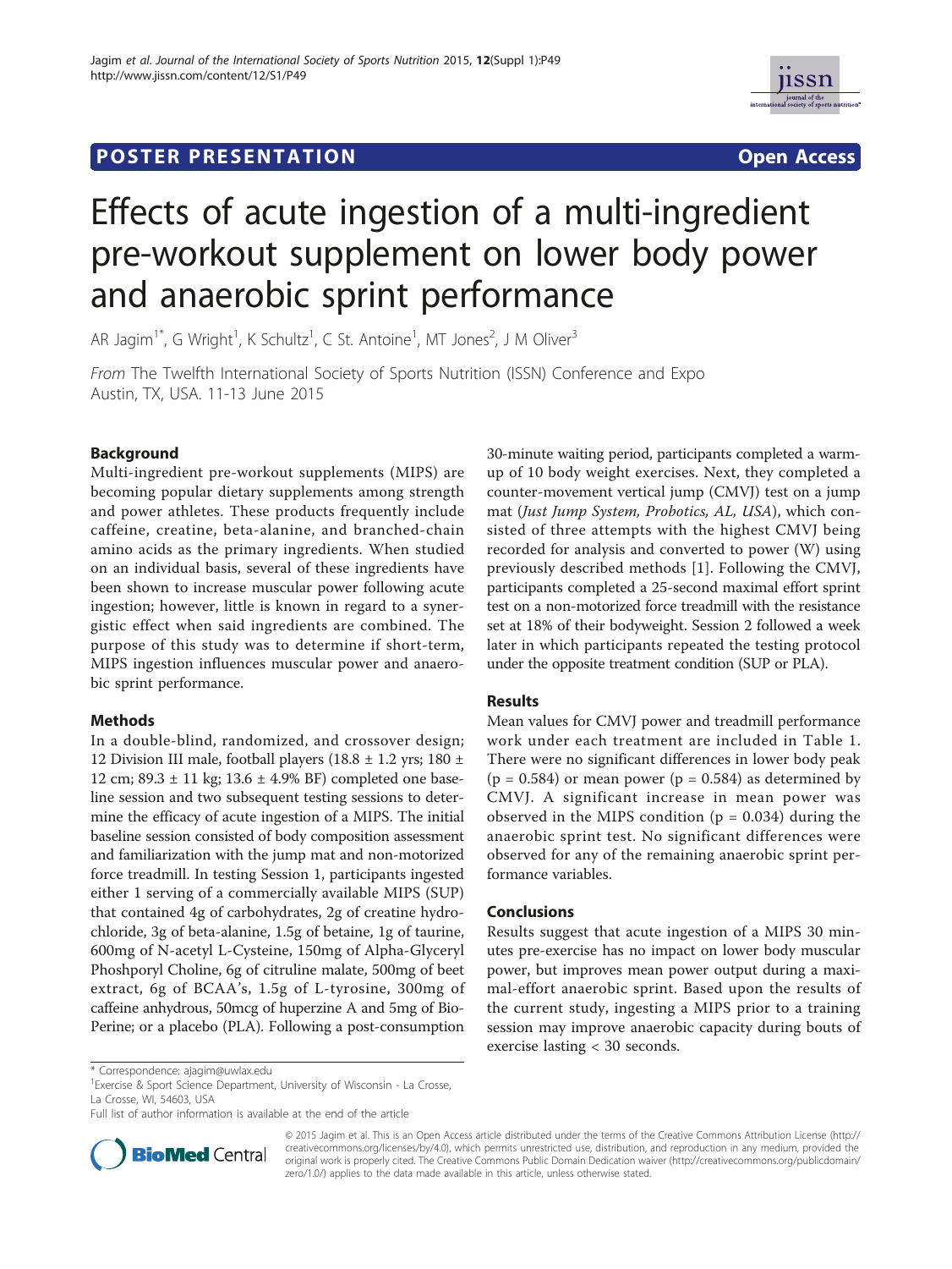POSTER PRESENTATION | Open Access

# Effects of acute ingestion of a multi-ingredient pre-workout supplement on lower body power and anaerobic sprint performance

AR Jagim[1*], G Wright[1], K Schultz[1], C St. Antoine[1], MT Jones[2], J M Oliver[3]

*From* The Twelfth International Society of Sports Nutrition (ISSN) Conference and Expo
Austin, TX, USA. 11-13 June 2015

## Background

Multi-ingredient pre-workout supplements (MIPS) are becoming popular dietary supplements among strength and power athletes. These products frequently include caffeine, creatine, beta-alanine, and branched-chain amino acids as the primary ingredients. When studied on an individual basis, several of these ingredients have been shown to increase muscular power following acute ingestion; however, little is known in regard to a synergistic effect when said ingredients are combined. The purpose of this study was to determine if short-term, MIPS ingestion influences muscular power and anaerobic sprint performance.

## Methods

In a double-blind, randomized, and crossover design; 12 Division III male, football players (18.8 ± 1.2 yrs; 180 ± 12 cm; 89.3 ± 11 kg; 13.6 ± 4.9% BF) completed one baseline session and two subsequent testing sessions to determine the efficacy of acute ingestion of a MIPS. The initial baseline session consisted of body composition assessment and familiarization with the jump mat and non-motorized force treadmill. In testing Session 1, participants ingested either 1 serving of a commercially available MIPS (SUP) that contained 4g of carbohydrates, 2g of creatine hydrochloride, 3g of beta-alanine, 1.5g of betaine, 1g of taurine, 600mg of N-acetyl L-Cysteine, 150mg of Alpha-Glyceryl Phoshporyl Choline, 6g of citruline malate, 500mg of beet extract, 6g of BCAA's, 1.5g of L-tyrosine, 300mg of caffeine anhydrous, 50mcg of huperzine A and 5mg of Bio-Perine; or a placebo (PLA). Following a post-consumption 30-minute waiting period, participants completed a warm-up of 10 body weight exercises. Next, they completed a counter-movement vertical jump (CMVJ) test on a jump mat (*Just Jump System, Probotics, AL, USA*), which consisted of three attempts with the highest CMVJ being recorded for analysis and converted to power (W) using previously described methods [1]. Following the CMVJ, participants completed a 25-second maximal effort sprint test on a non-motorized force treadmill with the resistance set at 18% of their bodyweight. Session 2 followed a week later in which participants repeated the testing protocol under the opposite treatment condition (SUP or PLA).

## Results

Mean values for CMVJ power and treadmill performance work under each treatment are included in Table 1. There were no significant differences in lower body peak ($p = 0.584$) or mean power ($p = 0.584$) as determined by CMVJ. A significant increase in mean power was observed in the MIPS condition ($p = 0.034$) during the anaerobic sprint test. No significant differences were observed for any of the remaining anaerobic sprint performance variables.

## Conclusions

Results suggest that acute ingestion of a MIPS 30 minutes pre-exercise has no impact on lower body muscular power, but improves mean power output during a maximal-effort anaerobic sprint. Based upon the results of the current study, ingesting a MIPS prior to a training session may improve anaerobic capacity during bouts of exercise lasting < 30 seconds.

\* Correspondence: ajagim@uwlax.edu
[1]Exercise & Sport Science Department, University of Wisconsin - La Crosse, La Crosse, WI, 54603, USA
Full list of author information is available at the end of the article

© 2015 Jagim et al. This is an Open Access article distributed under the terms of the Creative Commons Attribution License (http://creativecommons.org/licenses/by/4.0), which permits unrestricted use, distribution, and reproduction in any medium, provided the original work is properly cited. The Creative Commons Public Domain Dedication waiver (http://creativecommons.org/publicdomain/zero/1.0/) applies to the data made available in this article, unless otherwise stated.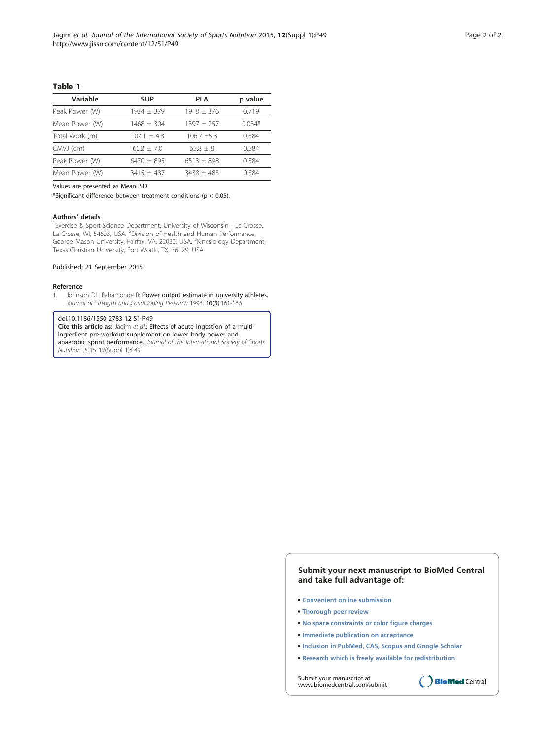**Table 1**

| Variable | SUP | PLA | p value |
|---|---|---|---|
| Peak Power (W) | 1934 ± 379 | 1918 ± 376 | 0.719 |
| Mean Power (W) | 1468 ± 304 | 1397 ± 257 | 0.034* |
| Total Work (m) | 107.1 ± 4.8 | 106.7 ±5.3 | 0.384 |
| CMVJ (cm) | 65.2 ± 7.0 | 65.8 ± 8 | 0.584 |
| Peak Power (W) | 6470 ± 895 | 6513 ± 898 | 0.584 |
| Mean Power (W) | 3415 ± 487 | 3438 ± 483 | 0.584 |

Values are presented as Mean±SD

*Significant difference between treatment conditions ($p < 0.05$).

### Authors' details

[1]Exercise & Sport Science Department, University of Wisconsin - La Crosse, La Crosse, WI, 54603, USA. [2]Division of Health and Human Performance, George Mason University, Fairfax, VA, 22030, USA. [3]Kinesiology Department, Texas Christian University, Fort Worth, TX, 76129, USA.

Published: 21 September 2015

### Reference

1. Johnson DL, Bahamonde R: **Power output estimate in university athletes.** *Journal of Strength and Conditioning Research* 1996, **10(3)**:161-166.

doi:10.1186/1550-2783-12-S1-P49
**Cite this article as:** Jagim *et al.*: Effects of acute ingestion of a multi-ingredient pre-workout supplement on lower body power and anaerobic sprint performance. *Journal of the International Society of Sports Nutrition* 2015 **12**(Suppl 1):P49.

**Submit your next manuscript to BioMed Central and take full advantage of:**

- Convenient online submission
- Thorough peer review
- No space constraints or color figure charges
- Immediate publication on acceptance
- Inclusion in PubMed, CAS, Scopus and Google Scholar
- Research which is freely available for redistribution

Submit your manuscript at www.biomedcentral.com/submit

BioMed Central